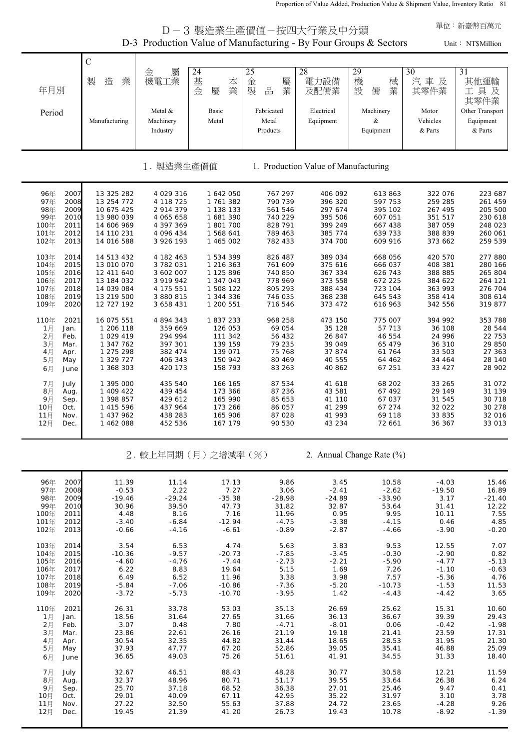# D－3 製造業生產價值－按四大行業及中分類

## D-3 Production Value of Manufacturing - By Four Groups & Sectors

單位：新臺幣百萬元

Unit： NT$Million

| 年月別 Period | | C 製造業 Manufacturing | 金屬機電工業 Metal & Machinery Industry | 24 基本金屬業 Basic Metal | 25 金屬製品業 Fabricated Metal Products | 28 電力設備及配備業 Electrical Equipment | 29 機械設備業 Machinery & Equipment | 30 汽車及其零件業 Motor Vehicles & Parts | 31 其他運輸工具及其零件業 Other Transport Equipment & Parts |
|---|---|---|---|---|---|---|---|---|---|
| **1. 製造業生產價值** | | **1. Production Value of Manufacturing** | | | | | | | |
| 96年 | 2007 | 13 325 282 | 4 029 316 | 1 642 050 | 767 297 | 406 092 | 613 863 | 322 076 | 223 687 |
| 97年 | 2008 | 13 254 772 | 4 118 725 | 1 761 382 | 790 739 | 396 320 | 597 753 | 259 285 | 261 459 |
| 98年 | 2009 | 10 675 425 | 2 914 379 | 1 138 133 | 561 546 | 297 674 | 395 102 | 267 495 | 205 500 |
| 99年 | 2010 | 13 980 039 | 4 065 658 | 1 681 390 | 740 229 | 395 506 | 607 051 | 351 517 | 230 618 |
| 100年 | 2011 | 14 606 969 | 4 397 369 | 1 801 700 | 828 791 | 399 249 | 667 438 | 387 059 | 248 023 |
| 101年 | 2012 | 14 110 231 | 4 096 434 | 1 568 641 | 789 463 | 385 774 | 639 733 | 388 839 | 260 061 |
| 102年 | 2013 | 14 016 588 | 3 926 193 | 1 465 002 | 782 433 | 374 700 | 609 916 | 373 662 | 259 539 |
| 103年 | 2014 | 14 513 432 | 4 182 463 | 1 534 399 | 826 487 | 389 034 | 668 056 | 420 570 | 277 880 |
| 104年 | 2015 | 13 010 070 | 3 782 031 | 1 216 363 | 761 609 | 375 616 | 666 037 | 408 381 | 280 166 |
| 105年 | 2016 | 12 411 640 | 3 602 007 | 1 125 896 | 740 850 | 367 334 | 626 743 | 388 885 | 265 804 |
| 106年 | 2017 | 13 184 032 | 3 919 942 | 1 347 043 | 778 969 | 373 558 | 672 225 | 384 622 | 264 121 |
| 107年 | 2018 | 14 039 084 | 4 175 551 | 1 508 122 | 805 293 | 388 434 | 723 104 | 363 993 | 276 704 |
| 108年 | 2019 | 13 219 500 | 3 880 815 | 1 344 336 | 746 035 | 368 238 | 645 543 | 358 414 | 308 614 |
| 109年 | 2020 | 12 727 192 | 3 658 431 | 1 200 551 | 716 546 | 373 472 | 616 963 | 342 556 | 319 877 |
| 110年 | 2021 | 16 075 551 | 4 894 343 | 1 837 233 | 968 258 | 473 150 | 775 007 | 394 992 | 353 788 |
| 1月 | Jan. | 1 206 118 | 359 669 | 126 053 | 69 054 | 35 128 | 57 713 | 36 108 | 28 544 |
| 2月 | Feb. | 1 029 419 | 294 994 | 111 342 | 56 432 | 26 847 | 46 554 | 24 996 | 22 753 |
| 3月 | Mar. | 1 347 762 | 397 301 | 139 159 | 79 235 | 39 049 | 65 479 | 36 310 | 29 850 |
| 4月 | Apr. | 1 275 298 | 382 474 | 139 071 | 75 768 | 37 874 | 61 764 | 33 503 | 27 363 |
| 5月 | May | 1 329 727 | 406 343 | 150 942 | 80 469 | 40 555 | 64 462 | 34 464 | 28 140 |
| 6月 | June | 1 368 303 | 420 173 | 158 793 | 83 263 | 40 862 | 67 251 | 33 427 | 28 902 |
| 7月 | July | 1 395 000 | 435 540 | 166 165 | 87 534 | 41 618 | 68 202 | 33 265 | 31 072 |
| 8月 | Aug. | 1 409 422 | 439 454 | 173 366 | 87 236 | 43 581 | 67 492 | 29 149 | 31 139 |
| 9月 | Sep. | 1 398 857 | 429 612 | 165 990 | 85 653 | 41 110 | 67 037 | 31 545 | 30 718 |
| 10月 | Oct. | 1 415 596 | 437 964 | 173 266 | 86 057 | 41 299 | 67 274 | 32 022 | 30 278 |
| 11月 | Nov. | 1 437 962 | 438 283 | 165 906 | 87 028 | 41 993 | 69 118 | 33 835 | 32 016 |
| 12月 | Dec. | 1 462 088 | 452 536 | 167 179 | 90 530 | 43 234 | 72 661 | 36 367 | 33 013 |
| **2. 較上年同期（月）之增減率（%）** | | **2. Annual Change Rate (%)** | | | | | | | |
| 96年 | 2007 | 11.39 | 11.14 | 17.13 | 9.86 | 3.45 | 10.58 | -4.03 | 15.46 |
| 97年 | 2008 | -0.53 | 2.22 | 7.27 | 3.06 | -2.41 | -2.62 | -19.50 | 16.89 |
| 98年 | 2009 | -19.46 | -29.24 | -35.38 | -28.98 | -24.89 | -33.90 | 3.17 | -21.40 |
| 99年 | 2010 | 30.96 | 39.50 | 47.73 | 31.82 | 32.87 | 53.64 | 31.41 | 12.22 |
| 100年 | 2011 | 4.48 | 8.16 | 7.16 | 11.96 | 0.95 | 9.95 | 10.11 | 7.55 |
| 101年 | 2012 | -3.40 | -6.84 | -12.94 | -4.75 | -3.38 | -4.15 | 0.46 | 4.85 |
| 102年 | 2013 | -0.66 | -4.16 | -6.61 | -0.89 | -2.87 | -4.66 | -3.90 | -0.20 |
| 103年 | 2014 | 3.54 | 6.53 | 4.74 | 5.63 | 3.83 | 9.53 | 12.55 | 7.07 |
| 104年 | 2015 | -10.36 | -9.57 | -20.73 | -7.85 | -3.45 | -0.30 | -2.90 | 0.82 |
| 105年 | 2016 | -4.60 | -4.76 | -7.44 | -2.73 | -2.21 | -5.90 | -4.77 | -5.13 |
| 106年 | 2017 | 6.22 | 8.83 | 19.64 | 5.15 | 1.69 | 7.26 | -1.10 | -0.63 |
| 107年 | 2018 | 6.49 | 6.52 | 11.96 | 3.38 | 3.98 | 7.57 | -5.36 | 4.76 |
| 108年 | 2019 | -5.84 | -7.06 | -10.86 | -7.36 | -5.20 | -10.73 | -1.53 | 11.53 |
| 109年 | 2020 | -3.72 | -5.73 | -10.70 | -3.95 | 1.42 | -4.43 | -4.42 | 3.65 |
| 110年 | 2021 | 26.31 | 33.78 | 53.03 | 35.13 | 26.69 | 25.62 | 15.31 | 10.60 |
| 1月 | Jan. | 18.56 | 31.64 | 27.65 | 31.66 | 36.13 | 36.67 | 39.39 | 29.43 |
| 2月 | Feb. | 3.07 | 0.48 | 7.80 | -4.71 | -8.01 | 0.06 | -0.42 | -1.98 |
| 3月 | Mar. | 23.86 | 22.61 | 26.16 | 21.19 | 19.18 | 21.41 | 23.59 | 17.31 |
| 4月 | Apr. | 30.54 | 32.35 | 44.82 | 31.44 | 18.65 | 28.53 | 31.95 | 21.30 |
| 5月 | May | 37.93 | 47.77 | 67.20 | 52.86 | 39.05 | 35.41 | 46.88 | 25.09 |
| 6月 | June | 36.65 | 49.03 | 75.26 | 51.61 | 41.91 | 34.55 | 31.33 | 18.40 |
| 7月 | July | 32.67 | 46.51 | 88.43 | 48.28 | 30.77 | 30.58 | 12.21 | 11.59 |
| 8月 | Aug. | 32.37 | 48.96 | 80.71 | 51.17 | 39.55 | 33.64 | 26.38 | 6.24 |
| 9月 | Sep. | 25.70 | 37.18 | 68.52 | 36.38 | 27.01 | 25.46 | 9.47 | 0.41 |
| 10月 | Oct. | 29.01 | 40.09 | 67.11 | 42.95 | 35.22 | 31.97 | 3.10 | 3.78 |
| 11月 | Nov. | 27.22 | 32.50 | 55.63 | 37.88 | 24.72 | 23.65 | -4.28 | 9.26 |
| 12月 | Dec. | 19.45 | 21.39 | 41.20 | 26.73 | 19.43 | 10.78 | -8.92 | -1.39 |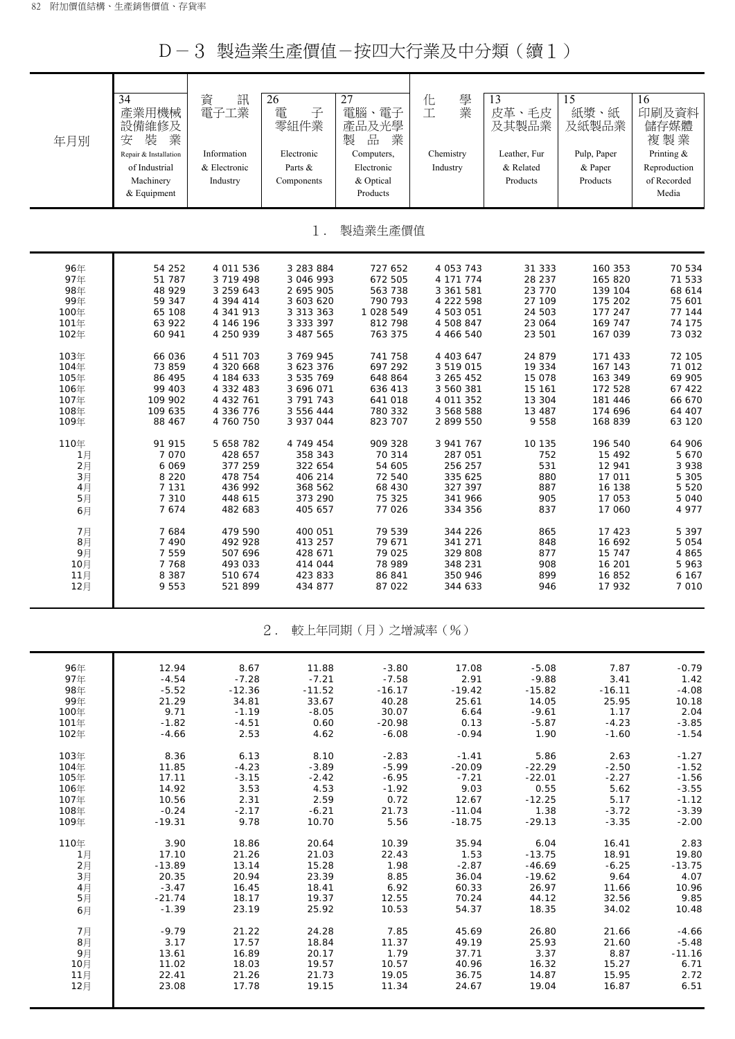# D－3 製造業生產價值－按四大行業及中分類（續1）

| 年月別 | 34 產業用機械設備維修及安裝業 Repair & Installation of Industrial Machinery & Equipment | 資訊電子工業 Information & Electronic Industry | 26 電子零組件業 Electronic Parts & Components | 27 電腦、電子產品及光學製品業 Computers, Electronic & Optical Products | 化學工業 Chemistry Industry | 13 皮革、毛皮及其製品業 Leather, Fur & Related Products | 15 紙漿、紙及紙製品業 Pulp, Paper & Paper Products | 16 印刷及資料儲存媒體複製業 Printing & Reproduction of Recorded Media |
|---|---|---|---|---|---|---|---|---|
| **1．製造業生產價值** | | | | | | | | |
| 96年 | 54 252 | 4 011 536 | 3 283 884 | 727 652 | 4 053 743 | 31 333 | 160 353 | 70 534 |
| 97年 | 51 787 | 3 719 498 | 3 046 993 | 672 505 | 4 171 774 | 28 237 | 165 820 | 71 533 |
| 98年 | 48 929 | 3 259 643 | 2 695 905 | 563 738 | 3 361 581 | 23 770 | 139 104 | 68 614 |
| 99年 | 59 347 | 4 394 414 | 3 603 620 | 790 793 | 4 222 598 | 27 109 | 175 202 | 75 601 |
| 100年 | 65 108 | 4 341 913 | 3 313 363 | 1 028 549 | 4 503 051 | 24 503 | 177 247 | 77 144 |
| 101年 | 63 922 | 4 146 196 | 3 333 397 | 812 798 | 4 508 847 | 23 064 | 169 747 | 74 175 |
| 102年 | 60 941 | 4 250 939 | 3 487 565 | 763 375 | 4 466 540 | 23 501 | 167 039 | 73 032 |
| 103年 | 66 036 | 4 511 703 | 3 769 945 | 741 758 | 4 403 647 | 24 879 | 171 433 | 72 105 |
| 104年 | 73 859 | 4 320 668 | 3 623 376 | 697 292 | 3 519 015 | 19 334 | 167 143 | 71 012 |
| 105年 | 86 495 | 4 184 633 | 3 535 769 | 648 864 | 3 265 452 | 15 078 | 163 349 | 69 905 |
| 106年 | 99 403 | 4 332 483 | 3 696 071 | 636 413 | 3 560 381 | 15 161 | 172 528 | 67 422 |
| 107年 | 109 902 | 4 432 761 | 3 791 743 | 641 018 | 4 011 352 | 13 304 | 181 446 | 66 670 |
| 108年 | 109 635 | 4 336 776 | 3 556 444 | 780 332 | 3 568 588 | 13 487 | 174 696 | 64 407 |
| 109年 | 88 467 | 4 760 750 | 3 937 044 | 823 707 | 2 899 550 | 9 558 | 168 839 | 63 120 |
| 110年 | 91 915 | 5 658 782 | 4 749 454 | 909 328 | 3 941 767 | 10 135 | 196 540 | 64 906 |
| 1月 | 7 070 | 428 657 | 358 343 | 70 314 | 287 051 | 752 | 15 492 | 5 670 |
| 2月 | 6 069 | 377 259 | 322 654 | 54 605 | 256 257 | 531 | 12 941 | 3 938 |
| 3月 | 8 220 | 478 754 | 406 214 | 72 540 | 335 625 | 880 | 17 011 | 5 305 |
| 4月 | 7 131 | 436 992 | 368 562 | 68 430 | 327 397 | 887 | 16 138 | 5 520 |
| 5月 | 7 310 | 448 615 | 373 290 | 75 325 | 341 966 | 905 | 17 053 | 5 040 |
| 6月 | 7 674 | 482 683 | 405 657 | 77 026 | 334 356 | 837 | 17 060 | 4 977 |
| 7月 | 7 684 | 479 590 | 400 051 | 79 539 | 344 226 | 865 | 17 423 | 5 397 |
| 8月 | 7 490 | 492 928 | 413 257 | 79 671 | 341 271 | 848 | 16 692 | 5 054 |
| 9月 | 7 559 | 507 696 | 428 671 | 79 025 | 329 808 | 877 | 15 747 | 4 865 |
| 10月 | 7 768 | 493 033 | 414 044 | 78 989 | 348 231 | 908 | 16 201 | 5 963 |
| 11月 | 8 387 | 510 674 | 423 833 | 86 841 | 350 946 | 899 | 16 852 | 6 167 |
| 12月 | 9 553 | 521 899 | 434 877 | 87 022 | 344 633 | 946 | 17 932 | 7 010 |
| **2．較上年同期（月）之增減率（%）** | | | | | | | | |
| 96年 | 12.94 | 8.67 | 11.88 | -3.80 | 17.08 | -5.08 | 7.87 | -0.79 |
| 97年 | -4.54 | -7.28 | -7.21 | -7.58 | 2.91 | -9.88 | 3.41 | 1.42 |
| 98年 | -5.52 | -12.36 | -11.52 | -16.17 | -19.42 | -15.82 | -16.11 | -4.08 |
| 99年 | 21.29 | 34.81 | 33.67 | 40.28 | 25.61 | 14.05 | 25.95 | 10.18 |
| 100年 | 9.71 | -1.19 | -8.05 | 30.07 | 6.64 | -9.61 | 1.17 | 2.04 |
| 101年 | -1.82 | -4.51 | 0.60 | -20.98 | 0.13 | -5.87 | -4.23 | -3.85 |
| 102年 | -4.66 | 2.53 | 4.62 | -6.08 | -0.94 | 1.90 | -1.60 | -1.54 |
| 103年 | 8.36 | 6.13 | 8.10 | -2.83 | -1.41 | 5.86 | 2.63 | -1.27 |
| 104年 | 11.85 | -4.23 | -3.89 | -5.99 | -20.09 | -22.29 | -2.50 | -1.52 |
| 105年 | 17.11 | -3.15 | -2.42 | -6.95 | -7.21 | -22.01 | -2.27 | -1.56 |
| 106年 | 14.92 | 3.53 | 4.53 | -1.92 | 9.03 | 0.55 | 5.62 | -3.55 |
| 107年 | 10.56 | 2.31 | 2.59 | 0.72 | 12.67 | -12.25 | 5.17 | -1.12 |
| 108年 | -0.24 | -2.17 | -6.21 | 21.73 | -11.04 | 1.38 | -3.72 | -3.39 |
| 109年 | -19.31 | 9.78 | 10.70 | 5.56 | -18.75 | -29.13 | -3.35 | -2.00 |
| 110年 | 3.90 | 18.86 | 20.64 | 10.39 | 35.94 | 6.04 | 16.41 | 2.83 |
| 1月 | 17.10 | 21.26 | 21.03 | 22.43 | 1.53 | -13.75 | 18.91 | 19.80 |
| 2月 | -13.89 | 13.14 | 15.28 | 1.98 | -2.87 | -46.69 | -6.25 | -13.75 |
| 3月 | 20.35 | 20.94 | 23.39 | 8.85 | 36.04 | -19.62 | 9.64 | 4.07 |
| 4月 | -3.47 | 16.45 | 18.41 | 6.92 | 60.33 | 26.97 | 11.66 | 10.96 |
| 5月 | -21.74 | 18.17 | 19.37 | 12.55 | 70.24 | 44.12 | 32.56 | 9.85 |
| 6月 | -1.39 | 23.19 | 25.92 | 10.53 | 54.37 | 18.35 | 34.02 | 10.48 |
| 7月 | -9.79 | 21.22 | 24.28 | 7.85 | 45.69 | 26.80 | 21.66 | -4.66 |
| 8月 | 3.17 | 17.57 | 18.84 | 11.37 | 49.19 | 25.93 | 21.60 | -5.48 |
| 9月 | 13.61 | 16.89 | 20.17 | 1.79 | 37.71 | 3.37 | 8.87 | -11.16 |
| 10月 | 11.02 | 18.03 | 19.57 | 10.57 | 40.96 | 16.32 | 15.27 | 6.71 |
| 11月 | 22.41 | 21.26 | 21.73 | 19.05 | 36.75 | 14.87 | 15.95 | 2.72 |
| 12月 | 23.08 | 17.78 | 19.15 | 11.34 | 24.67 | 19.04 | 16.87 | 6.51 |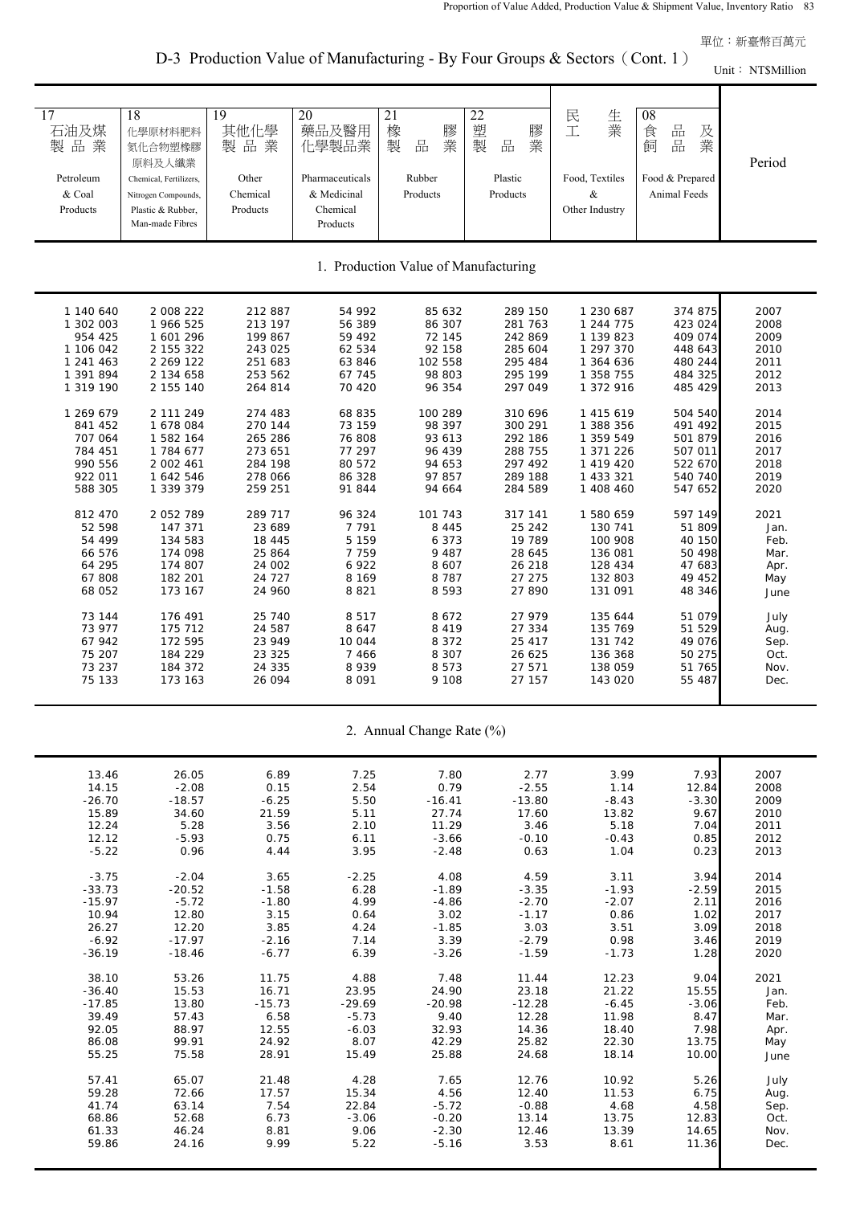單位：新臺幣百萬元

# D-3 Production Value of Manufacturing - By Four Groups & Sectors（Cont. 1）

Unit： NT$Million

| 17 石油及煤製品業 Petroleum & Coal Products | 18 化學原材料肥料氮化合物塑橡膠原料及人纖業 Chemical, Fertilizers, Nitrogen Compounds, Plastic & Rubber, Man-made Fibres | 19 其他化學製品業 Other Chemical Products | 20 藥品及醫用化學製品業 Pharmaceuticals & Medicinal Chemical Products | 21 橡膠製品業 Rubber Products | 22 塑膠製品業 Plastic Products | 民生工業 Food, Textiles & Other Industry | 08 食品及飼品業 Food & Prepared Animal Feeds | Period |
|---|---|---|---|---|---|---|---|---|
| **1. Production Value of Manufacturing** | | | | | | | | |
| 1 140 640 | 2 008 222 | 212 887 | 54 992 | 85 632 | 289 150 | 1 230 687 | 374 875 | 2007 |
| 1 302 003 | 1 966 525 | 213 197 | 56 389 | 86 307 | 281 763 | 1 244 775 | 423 024 | 2008 |
| 954 425 | 1 601 296 | 199 867 | 59 492 | 72 145 | 242 869 | 1 139 823 | 409 074 | 2009 |
| 1 106 042 | 2 155 322 | 243 025 | 62 534 | 92 158 | 285 604 | 1 297 370 | 448 643 | 2010 |
| 1 241 463 | 2 269 122 | 251 683 | 63 846 | 102 558 | 295 484 | 1 364 636 | 480 244 | 2011 |
| 1 391 894 | 2 134 658 | 253 562 | 67 745 | 98 803 | 295 199 | 1 358 755 | 484 325 | 2012 |
| 1 319 190 | 2 155 140 | 264 814 | 70 420 | 96 354 | 297 049 | 1 372 916 | 485 429 | 2013 |
| 1 269 679 | 2 111 249 | 274 483 | 68 835 | 100 289 | 310 696 | 1 415 619 | 504 540 | 2014 |
| 841 452 | 1 678 084 | 270 144 | 73 159 | 98 397 | 300 291 | 1 388 356 | 491 492 | 2015 |
| 707 064 | 1 582 164 | 265 286 | 76 808 | 93 613 | 292 186 | 1 359 549 | 501 879 | 2016 |
| 784 451 | 1 784 677 | 273 651 | 77 297 | 96 439 | 288 755 | 1 371 226 | 507 011 | 2017 |
| 990 556 | 2 002 461 | 284 198 | 80 572 | 94 653 | 297 492 | 1 419 420 | 522 670 | 2018 |
| 922 011 | 1 642 546 | 278 066 | 86 328 | 97 857 | 289 188 | 1 433 321 | 540 740 | 2019 |
| 588 305 | 1 339 379 | 259 251 | 91 844 | 94 664 | 284 589 | 1 408 460 | 547 652 | 2020 |
| 812 470 | 2 052 789 | 289 717 | 96 324 | 101 743 | 317 141 | 1 580 659 | 597 149 | 2021 |
| 52 598 | 147 371 | 23 689 | 7 791 | 8 445 | 25 242 | 130 741 | 51 809 | Jan. |
| 54 499 | 134 583 | 18 445 | 5 159 | 6 373 | 19 789 | 100 908 | 40 150 | Feb. |
| 66 576 | 174 098 | 25 864 | 7 759 | 9 487 | 28 645 | 136 081 | 50 498 | Mar. |
| 64 295 | 174 807 | 24 002 | 6 922 | 8 607 | 26 218 | 128 434 | 47 683 | Apr. |
| 67 808 | 182 201 | 24 727 | 8 169 | 8 787 | 27 275 | 132 803 | 49 452 | May |
| 68 052 | 173 167 | 24 960 | 8 821 | 8 593 | 27 890 | 131 091 | 48 346 | June |
| 73 144 | 176 491 | 25 740 | 8 517 | 8 672 | 27 979 | 135 644 | 51 079 | July |
| 73 977 | 175 712 | 24 587 | 8 647 | 8 419 | 27 334 | 135 769 | 51 529 | Aug. |
| 67 942 | 172 595 | 23 949 | 10 044 | 8 372 | 25 417 | 131 742 | 49 076 | Sep. |
| 75 207 | 184 229 | 23 325 | 7 466 | 8 307 | 26 625 | 136 368 | 50 275 | Oct. |
| 73 237 | 184 372 | 24 335 | 8 939 | 8 573 | 27 571 | 138 059 | 51 765 | Nov. |
| 75 133 | 173 163 | 26 094 | 8 091 | 9 108 | 27 157 | 143 020 | 55 487 | Dec. |
| **2. Annual Change Rate (%)** | | | | | | | | |
| 13.46 | 26.05 | 6.89 | 7.25 | 7.80 | 2.77 | 3.99 | 7.93 | 2007 |
| 14.15 | -2.08 | 0.15 | 2.54 | 0.79 | -2.55 | 1.14 | 12.84 | 2008 |
| -26.70 | -18.57 | -6.25 | 5.50 | -16.41 | -13.80 | -8.43 | -3.30 | 2009 |
| 15.89 | 34.60 | 21.59 | 5.11 | 27.74 | 17.60 | 13.82 | 9.67 | 2010 |
| 12.24 | 5.28 | 3.56 | 2.10 | 11.29 | 3.46 | 5.18 | 7.04 | 2011 |
| 12.12 | -5.93 | 0.75 | 6.11 | -3.66 | -0.10 | -0.43 | 0.85 | 2012 |
| -5.22 | 0.96 | 4.44 | 3.95 | -2.48 | 0.63 | 1.04 | 0.23 | 2013 |
| -3.75 | -2.04 | 3.65 | -2.25 | 4.08 | 4.59 | 3.11 | 3.94 | 2014 |
| -33.73 | -20.52 | -1.58 | 6.28 | -1.89 | -3.35 | -1.93 | -2.59 | 2015 |
| -15.97 | -5.72 | -1.80 | 4.99 | -4.86 | -2.70 | -2.07 | 2.11 | 2016 |
| 10.94 | 12.80 | 3.15 | 0.64 | 3.02 | -1.17 | 0.86 | 1.02 | 2017 |
| 26.27 | 12.20 | 3.85 | 4.24 | -1.85 | 3.03 | 3.51 | 3.09 | 2018 |
| -6.92 | -17.97 | -2.16 | 7.14 | 3.39 | -2.79 | 0.98 | 3.46 | 2019 |
| -36.19 | -18.46 | -6.77 | 6.39 | -3.26 | -1.59 | -1.73 | 1.28 | 2020 |
| 38.10 | 53.26 | 11.75 | 4.88 | 7.48 | 11.44 | 12.23 | 9.04 | 2021 |
| -36.40 | 15.53 | 16.71 | 23.95 | 24.90 | 23.18 | 21.22 | 15.55 | Jan. |
| -17.85 | 13.80 | -15.73 | -29.69 | -20.98 | -12.28 | -6.45 | -3.06 | Feb. |
| 39.49 | 57.43 | 6.58 | -5.73 | 9.40 | 12.28 | 11.98 | 8.47 | Mar. |
| 92.05 | 88.97 | 12.55 | -6.03 | 32.93 | 14.36 | 18.40 | 7.98 | Apr. |
| 86.08 | 99.91 | 24.92 | 8.07 | 42.29 | 25.82 | 22.30 | 13.75 | May |
| 55.25 | 75.58 | 28.91 | 15.49 | 25.88 | 24.68 | 18.14 | 10.00 | June |
| 57.41 | 65.07 | 21.48 | 4.28 | 7.65 | 12.76 | 10.92 | 5.26 | July |
| 59.28 | 72.66 | 17.57 | 15.34 | 4.56 | 12.40 | 11.53 | 6.75 | Aug. |
| 41.74 | 63.14 | 7.54 | 22.84 | -5.72 | -0.88 | 4.68 | 4.58 | Sep. |
| 68.86 | 52.68 | 6.73 | -3.06 | -0.20 | 13.14 | 13.75 | 12.83 | Oct. |
| 61.33 | 46.24 | 8.81 | 9.06 | -2.30 | 12.46 | 13.39 | 14.65 | Nov. |
| 59.86 | 24.16 | 9.99 | 5.22 | -5.16 | 3.53 | 8.61 | 11.36 | Dec. |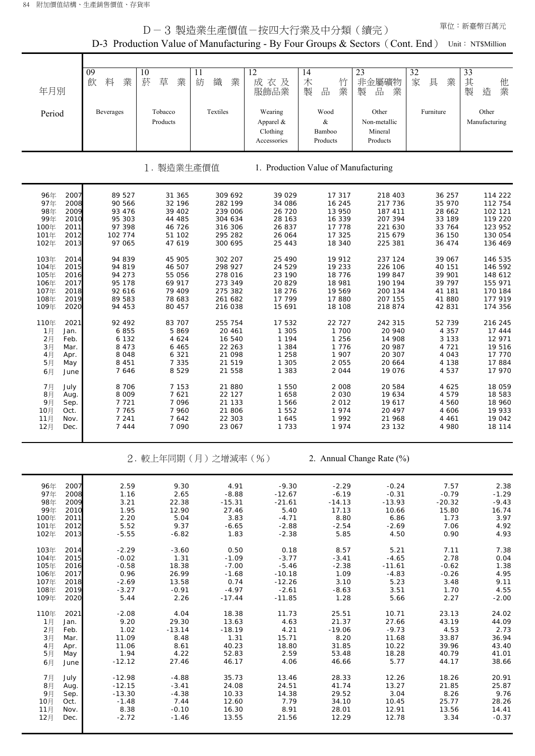單位：新臺幣百萬元

# D－3 製造業生產價值－按四大行業及中分類（續完）

## D-3 Production Value of Manufacturing - By Four Groups & Sectors（Cont. End） Unit： NT$Million

| 年月別 Period | 09 飲料業 Beverages | 10 菸草業 Tobacco Products | 11 紡織業 Textiles | 12 成衣及服飾品業 Wearing Apparel & Clothing Accessories | 14 木竹製品業 Wood & Bamboo Products | 23 非金屬礦物製品業 Other Non-metallic Mineral Products | 32 家具業 Furniture | 33 其他製造業 Other Manufacturing |
|---|---|---|---|---|---|---|---|---|
| **1. 製造業生產價值 1. Production Value of Manufacturing** | | | | | | | | |
| 96年 2007 | 89 527 | 31 365 | 309 692 | 39 029 | 17 317 | 218 403 | 36 257 | 114 222 |
| 97年 2008 | 90 566 | 32 196 | 282 199 | 34 086 | 16 245 | 217 736 | 35 970 | 112 754 |
| 98年 2009 | 93 476 | 39 402 | 239 006 | 26 720 | 13 950 | 187 411 | 28 662 | 102 121 |
| 99年 2010 | 95 303 | 44 485 | 304 634 | 28 163 | 16 339 | 207 394 | 33 189 | 119 220 |
| 100年 2011 | 97 398 | 46 726 | 316 306 | 26 837 | 17 778 | 221 630 | 33 764 | 123 952 |
| 101年 2012 | 102 774 | 51 102 | 295 282 | 26 064 | 17 325 | 215 679 | 36 150 | 130 054 |
| 102年 2013 | 97 065 | 47 619 | 300 695 | 25 443 | 18 340 | 225 381 | 36 474 | 136 469 |
| 103年 2014 | 94 839 | 45 905 | 302 207 | 25 490 | 19 912 | 237 124 | 39 067 | 146 535 |
| 104年 2015 | 94 819 | 46 507 | 298 927 | 24 529 | 19 233 | 226 106 | 40 151 | 146 592 |
| 105年 2016 | 94 273 | 55 056 | 278 016 | 23 190 | 18 776 | 199 847 | 39 901 | 148 612 |
| 106年 2017 | 95 178 | 69 917 | 273 349 | 20 829 | 18 981 | 190 194 | 39 797 | 155 971 |
| 107年 2018 | 92 616 | 79 409 | 275 382 | 18 276 | 19 569 | 200 134 | 41 181 | 170 184 |
| 108年 2019 | 89 583 | 78 683 | 261 682 | 17 799 | 17 880 | 207 155 | 41 880 | 177 919 |
| 109年 2020 | 94 453 | 80 457 | 216 038 | 15 691 | 18 108 | 218 874 | 42 831 | 174 356 |
| 110年 2021 | 92 492 | 83 707 | 255 754 | 17 532 | 22 727 | 242 315 | 52 739 | 216 245 |
| 1月 Jan. | 6 855 | 5 869 | 20 461 | 1 305 | 1 700 | 20 940 | 4 357 | 17 444 |
| 2月 Feb. | 6 132 | 4 624 | 16 540 | 1 194 | 1 256 | 14 908 | 3 133 | 12 971 |
| 3月 Mar. | 8 473 | 6 465 | 22 263 | 1 384 | 1 776 | 20 987 | 4 721 | 19 516 |
| 4月 Apr. | 8 048 | 6 321 | 21 098 | 1 258 | 1 907 | 20 307 | 4 043 | 17 770 |
| 5月 May | 8 451 | 7 335 | 21 519 | 1 305 | 2 055 | 20 664 | 4 138 | 17 884 |
| 6月 June | 7 646 | 8 529 | 21 558 | 1 383 | 2 044 | 19 076 | 4 537 | 17 970 |
| 7月 July | 8 706 | 7 153 | 21 880 | 1 550 | 2 008 | 20 584 | 4 625 | 18 059 |
| 8月 Aug. | 8 009 | 7 621 | 22 127 | 1 658 | 2 030 | 19 634 | 4 579 | 18 583 |
| 9月 Sep. | 7 721 | 7 096 | 21 133 | 1 566 | 2 012 | 19 617 | 4 560 | 18 960 |
| 10月 Oct. | 7 765 | 7 960 | 21 806 | 1 552 | 1 974 | 20 497 | 4 606 | 19 933 |
| 11月 Nov. | 7 241 | 7 642 | 22 303 | 1 645 | 1 992 | 21 968 | 4 461 | 19 042 |
| 12月 Dec. | 7 444 | 7 090 | 23 067 | 1 733 | 1 974 | 23 132 | 4 980 | 18 114 |
| **2. 較上年同期（月）之增減率（%） 2. Annual Change Rate (%)** | | | | | | | | |
| 96年 2007 | 2.59 | 9.30 | 4.91 | -9.30 | -2.29 | -0.24 | 7.57 | 2.38 |
| 97年 2008 | 1.16 | 2.65 | -8.88 | -12.67 | -6.19 | -0.31 | -0.79 | -1.29 |
| 98年 2009 | 3.21 | 22.38 | -15.31 | -21.61 | -14.13 | -13.93 | -20.32 | -9.43 |
| 99年 2010 | 1.95 | 12.90 | 27.46 | 5.40 | 17.13 | 10.66 | 15.80 | 16.74 |
| 100年 2011 | 2.20 | 5.04 | 3.83 | -4.71 | 8.80 | 6.86 | 1.73 | 3.97 |
| 101年 2012 | 5.52 | 9.37 | -6.65 | -2.88 | -2.54 | -2.69 | 7.06 | 4.92 |
| 102年 2013 | -5.55 | -6.82 | 1.83 | -2.38 | 5.85 | 4.50 | 0.90 | 4.93 |
| 103年 2014 | -2.29 | -3.60 | 0.50 | 0.18 | 8.57 | 5.21 | 7.11 | 7.38 |
| 104年 2015 | -0.02 | 1.31 | -1.09 | -3.77 | -3.41 | -4.65 | 2.78 | 0.04 |
| 105年 2016 | -0.58 | 18.38 | -7.00 | -5.46 | -2.38 | -11.61 | -0.62 | 1.38 |
| 106年 2017 | 0.96 | 26.99 | -1.68 | -10.18 | 1.09 | -4.83 | -0.26 | 4.95 |
| 107年 2018 | -2.69 | 13.58 | 0.74 | -12.26 | 3.10 | 5.23 | 3.48 | 9.11 |
| 108年 2019 | -3.27 | -0.91 | -4.97 | -2.61 | -8.63 | 3.51 | 1.70 | 4.55 |
| 109年 2020 | 5.44 | 2.26 | -17.44 | -11.85 | 1.28 | 5.66 | 2.27 | -2.00 |
| 110年 2021 | -2.08 | 4.04 | 18.38 | 11.73 | 25.51 | 10.71 | 23.13 | 24.02 |
| 1月 Jan. | 9.20 | 29.30 | 13.63 | 4.63 | 21.37 | 27.66 | 43.19 | 44.09 |
| 2月 Feb. | 1.02 | -13.14 | -18.19 | 4.21 | -19.06 | -9.73 | 4.53 | 2.73 |
| 3月 Mar. | 11.09 | 8.48 | 1.31 | 15.71 | 8.20 | 11.68 | 33.87 | 36.94 |
| 4月 Apr. | 11.06 | 8.61 | 40.23 | 18.80 | 31.85 | 10.22 | 39.96 | 43.40 |
| 5月 May | 1.94 | 4.22 | 52.83 | 2.59 | 53.48 | 18.28 | 40.79 | 41.01 |
| 6月 June | -12.12 | 27.46 | 46.17 | 4.06 | 46.66 | 5.77 | 44.17 | 38.66 |
| 7月 July | -12.98 | -4.88 | 35.73 | 13.46 | 28.33 | 12.26 | 18.26 | 20.91 |
| 8月 Aug. | -12.15 | -3.41 | 24.08 | 24.51 | 41.74 | 13.27 | 21.85 | 25.87 |
| 9月 Sep. | -13.30 | -4.38 | 10.33 | 14.38 | 29.52 | 3.04 | 8.26 | 9.76 |
| 10月 Oct. | -1.48 | 7.44 | 12.60 | 7.79 | 34.10 | 10.45 | 25.77 | 28.26 |
| 11月 Nov. | 8.38 | -0.10 | 16.30 | 8.91 | 28.01 | 12.91 | 13.56 | 14.41 |
| 12月 Dec. | -2.72 | -1.46 | 13.55 | 21.56 | 12.29 | 12.78 | 3.34 | -0.37 |